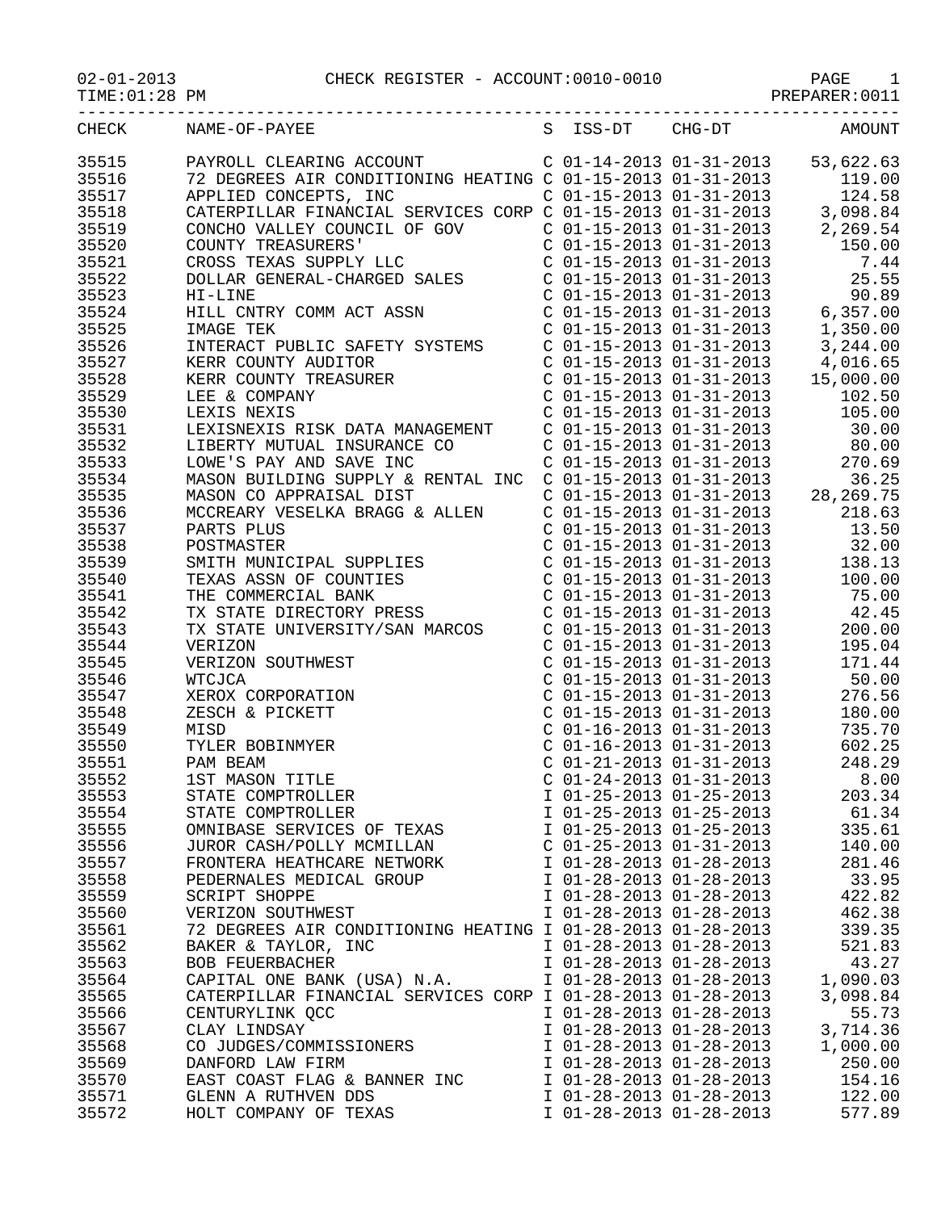02-01-2013 CHECK REGISTER - ACCOUNT:0010-0010 PAGE 1

TIME:01:28 PM PREPARER:0011

| CHECK | NAME-OF-PAYEE | S | ISS-DT | CHG-DT | AMOUNT |
|---|---|---|---|---|---|
| 35515 | PAYROLL CLEARING ACCOUNT | C | 01-14-2013 | 01-31-2013 | 53,622.63 |
| 35516 | 72 DEGREES AIR CONDITIONING HEATING | C | 01-15-2013 | 01-31-2013 | 119.00 |
| 35517 | APPLIED CONCEPTS, INC | C | 01-15-2013 | 01-31-2013 | 124.58 |
| 35518 | CATERPILLAR FINANCIAL SERVICES CORP | C | 01-15-2013 | 01-31-2013 | 3,098.84 |
| 35519 | CONCHO VALLEY COUNCIL OF GOV | C | 01-15-2013 | 01-31-2013 | 2,269.54 |
| 35520 | COUNTY TREASURERS' | C | 01-15-2013 | 01-31-2013 | 150.00 |
| 35521 | CROSS TEXAS SUPPLY LLC | C | 01-15-2013 | 01-31-2013 | 7.44 |
| 35522 | DOLLAR GENERAL-CHARGED SALES | C | 01-15-2013 | 01-31-2013 | 25.55 |
| 35523 | HI-LINE | C | 01-15-2013 | 01-31-2013 | 90.89 |
| 35524 | HILL CNTRY COMM ACT ASSN | C | 01-15-2013 | 01-31-2013 | 6,357.00 |
| 35525 | IMAGE TEK | C | 01-15-2013 | 01-31-2013 | 1,350.00 |
| 35526 | INTERACT PUBLIC SAFETY SYSTEMS | C | 01-15-2013 | 01-31-2013 | 3,244.00 |
| 35527 | KERR COUNTY AUDITOR | C | 01-15-2013 | 01-31-2013 | 4,016.65 |
| 35528 | KERR COUNTY TREASURER | C | 01-15-2013 | 01-31-2013 | 15,000.00 |
| 35529 | LEE & COMPANY | C | 01-15-2013 | 01-31-2013 | 102.50 |
| 35530 | LEXIS NEXIS | C | 01-15-2013 | 01-31-2013 | 105.00 |
| 35531 | LEXISNEXIS RISK DATA MANAGEMENT | C | 01-15-2013 | 01-31-2013 | 30.00 |
| 35532 | LIBERTY MUTUAL INSURANCE CO | C | 01-15-2013 | 01-31-2013 | 80.00 |
| 35533 | LOWE'S PAY AND SAVE INC | C | 01-15-2013 | 01-31-2013 | 270.69 |
| 35534 | MASON BUILDING SUPPLY & RENTAL INC | C | 01-15-2013 | 01-31-2013 | 36.25 |
| 35535 | MASON CO APPRAISAL DIST | C | 01-15-2013 | 01-31-2013 | 28,269.75 |
| 35536 | MCCREARY VESELKA BRAGG & ALLEN | C | 01-15-2013 | 01-31-2013 | 218.63 |
| 35537 | PARTS PLUS | C | 01-15-2013 | 01-31-2013 | 13.50 |
| 35538 | POSTMASTER | C | 01-15-2013 | 01-31-2013 | 32.00 |
| 35539 | SMITH MUNICIPAL SUPPLIES | C | 01-15-2013 | 01-31-2013 | 138.13 |
| 35540 | TEXAS ASSN OF COUNTIES | C | 01-15-2013 | 01-31-2013 | 100.00 |
| 35541 | THE COMMERCIAL BANK | C | 01-15-2013 | 01-31-2013 | 75.00 |
| 35542 | TX STATE DIRECTORY PRESS | C | 01-15-2013 | 01-31-2013 | 42.45 |
| 35543 | TX STATE UNIVERSITY/SAN MARCOS | C | 01-15-2013 | 01-31-2013 | 200.00 |
| 35544 | VERIZON | C | 01-15-2013 | 01-31-2013 | 195.04 |
| 35545 | VERIZON SOUTHWEST | C | 01-15-2013 | 01-31-2013 | 171.44 |
| 35546 | WTCJCA | C | 01-15-2013 | 01-31-2013 | 50.00 |
| 35547 | XEROX CORPORATION | C | 01-15-2013 | 01-31-2013 | 276.56 |
| 35548 | ZESCH & PICKETT | C | 01-15-2013 | 01-31-2013 | 180.00 |
| 35549 | MISD | C | 01-16-2013 | 01-31-2013 | 735.70 |
| 35550 | TYLER BOBINMYER | C | 01-16-2013 | 01-31-2013 | 602.25 |
| 35551 | PAM BEAM | C | 01-21-2013 | 01-31-2013 | 248.29 |
| 35552 | 1ST MASON TITLE | C | 01-24-2013 | 01-31-2013 | 8.00 |
| 35553 | STATE COMPTROLLER | I | 01-25-2013 | 01-25-2013 | 203.34 |
| 35554 | STATE COMPTROLLER | I | 01-25-2013 | 01-25-2013 | 61.34 |
| 35555 | OMNIBASE SERVICES OF TEXAS | I | 01-25-2013 | 01-25-2013 | 335.61 |
| 35556 | JUROR CASH/POLLY MCMILLAN | C | 01-25-2013 | 01-31-2013 | 140.00 |
| 35557 | FRONTERA HEATHCARE NETWORK | I | 01-28-2013 | 01-28-2013 | 281.46 |
| 35558 | PEDERNALES MEDICAL GROUP | I | 01-28-2013 | 01-28-2013 | 33.95 |
| 35559 | SCRIPT SHOPPE | I | 01-28-2013 | 01-28-2013 | 422.82 |
| 35560 | VERIZON SOUTHWEST | I | 01-28-2013 | 01-28-2013 | 462.38 |
| 35561 | 72 DEGREES AIR CONDITIONING HEATING | I | 01-28-2013 | 01-28-2013 | 339.35 |
| 35562 | BAKER & TAYLOR, INC | I | 01-28-2013 | 01-28-2013 | 521.83 |
| 35563 | BOB FEUERBACHER | I | 01-28-2013 | 01-28-2013 | 43.27 |
| 35564 | CAPITAL ONE BANK (USA) N.A. | I | 01-28-2013 | 01-28-2013 | 1,090.03 |
| 35565 | CATERPILLAR FINANCIAL SERVICES CORP | I | 01-28-2013 | 01-28-2013 | 3,098.84 |
| 35566 | CENTURYLINK QCC | I | 01-28-2013 | 01-28-2013 | 55.73 |
| 35567 | CLAY LINDSAY | I | 01-28-2013 | 01-28-2013 | 3,714.36 |
| 35568 | CO JUDGES/COMMISSIONERS | I | 01-28-2013 | 01-28-2013 | 1,000.00 |
| 35569 | DANFORD LAW FIRM | I | 01-28-2013 | 01-28-2013 | 250.00 |
| 35570 | EAST COAST FLAG & BANNER INC | I | 01-28-2013 | 01-28-2013 | 154.16 |
| 35571 | GLENN A RUTHVEN DDS | I | 01-28-2013 | 01-28-2013 | 122.00 |
| 35572 | HOLT COMPANY OF TEXAS | I | 01-28-2013 | 01-28-2013 | 577.89 |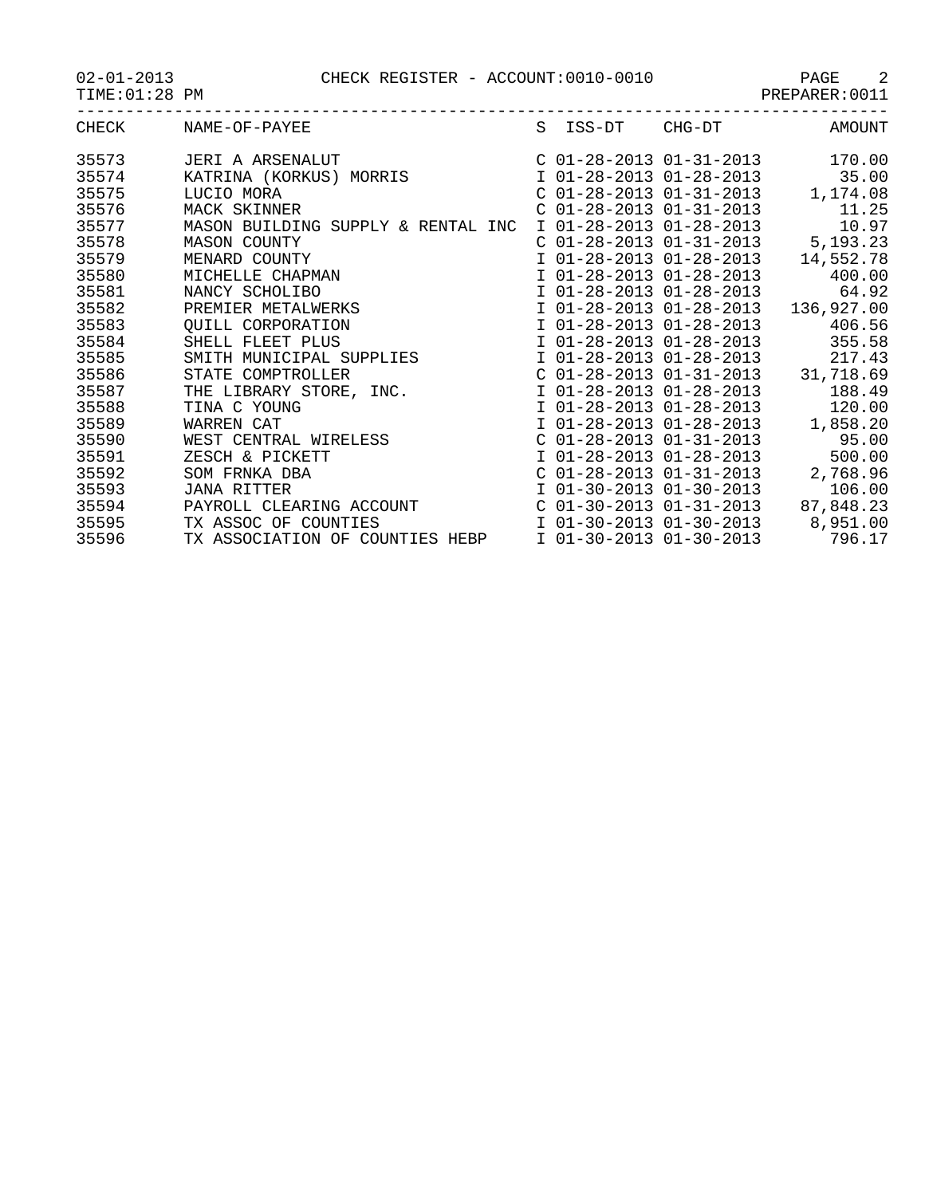CHECK REGISTER - ACCOUNT:0010-0010

02-01-2013
TIME:01:28 PM
PREPARER:0011

| CHECK | NAME-OF-PAYEE | S | ISS-DT | CHG-DT | AMOUNT |
|---|---|---|---|---|---|
| 35573 | JERI A ARSENALUT | C | 01-28-2013 | 01-31-2013 | 170.00 |
| 35574 | KATRINA (KORKUS) MORRIS | I | 01-28-2013 | 01-28-2013 | 35.00 |
| 35575 | LUCIO MORA | C | 01-28-2013 | 01-31-2013 | 1,174.08 |
| 35576 | MACK SKINNER | C | 01-28-2013 | 01-31-2013 | 11.25 |
| 35577 | MASON BUILDING SUPPLY & RENTAL INC | I | 01-28-2013 | 01-28-2013 | 10.97 |
| 35578 | MASON COUNTY | C | 01-28-2013 | 01-31-2013 | 5,193.23 |
| 35579 | MENARD COUNTY | I | 01-28-2013 | 01-28-2013 | 14,552.78 |
| 35580 | MICHELLE CHAPMAN | I | 01-28-2013 | 01-28-2013 | 400.00 |
| 35581 | NANCY SCHOLIBO | I | 01-28-2013 | 01-28-2013 | 64.92 |
| 35582 | PREMIER METALWERKS | I | 01-28-2013 | 01-28-2013 | 136,927.00 |
| 35583 | QUILL CORPORATION | I | 01-28-2013 | 01-28-2013 | 406.56 |
| 35584 | SHELL FLEET PLUS | I | 01-28-2013 | 01-28-2013 | 355.58 |
| 35585 | SMITH MUNICIPAL SUPPLIES | I | 01-28-2013 | 01-28-2013 | 217.43 |
| 35586 | STATE COMPTROLLER | C | 01-28-2013 | 01-31-2013 | 31,718.69 |
| 35587 | THE LIBRARY STORE, INC. | I | 01-28-2013 | 01-28-2013 | 188.49 |
| 35588 | TINA C YOUNG | I | 01-28-2013 | 01-28-2013 | 120.00 |
| 35589 | WARREN CAT | I | 01-28-2013 | 01-28-2013 | 1,858.20 |
| 35590 | WEST CENTRAL WIRELESS | C | 01-28-2013 | 01-31-2013 | 95.00 |
| 35591 | ZESCH & PICKETT | I | 01-28-2013 | 01-28-2013 | 500.00 |
| 35592 | SOM FRNKA DBA | C | 01-28-2013 | 01-31-2013 | 2,768.96 |
| 35593 | JANA RITTER | I | 01-30-2013 | 01-30-2013 | 106.00 |
| 35594 | PAYROLL CLEARING ACCOUNT | C | 01-30-2013 | 01-31-2013 | 87,848.23 |
| 35595 | TX ASSOC OF COUNTIES | I | 01-30-2013 | 01-30-2013 | 8,951.00 |
| 35596 | TX ASSOCIATION OF COUNTIES HEBP | I | 01-30-2013 | 01-30-2013 | 796.17 |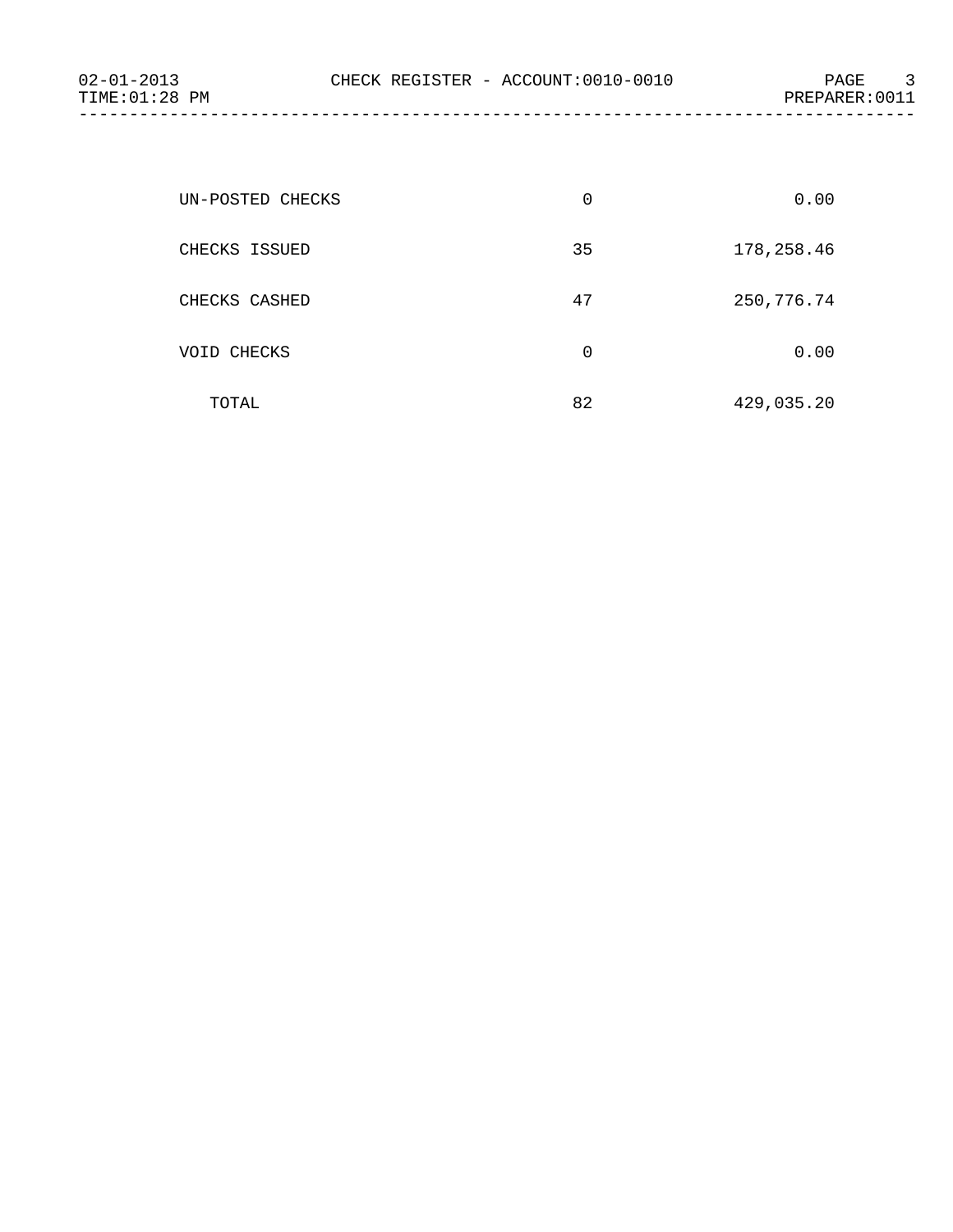| | | |
|---|---|---|
| UN-POSTED CHECKS | 0 | 0.00 |
| CHECKS ISSUED | 35 | 178,258.46 |
| CHECKS CASHED | 47 | 250,776.74 |
| VOID CHECKS | 0 | 0.00 |
| TOTAL | 82 | 429,035.20 |